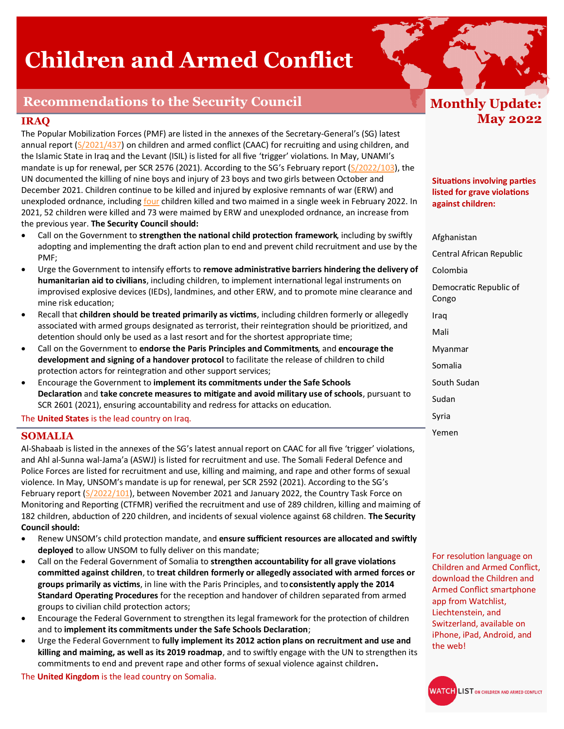# Children and Armed Conflict

## Recommendations to the Security Council

**Monthly Update: May 2022**

### IRAQ

The Popular Mobilization Forces (PMF) are listed in the annexes of the Secretary-General's (SG) latest annual report (S/2021/437) on children and armed conflict (CAAC) for recruiting and using children, and the Islamic State in Iraq and the Levant (ISIL) is listed for all five 'trigger' violations. In May, UNAMI's mandate is up for renewal, per SCR 2576 (2021). According to the SG's February report (S/2022/103), the UN documented the killing of nine boys and injury of 23 boys and two girls between October and December 2021. Children continue to be killed and injured by explosive remnants of war (ERW) and unexploded ordnance, including four children killed and two maimed in a single week in February 2022. In 2021, 52 children were killed and 73 were maimed by ERW and unexploded ordnance, an increase from the previous year. **The Security Council should:**

- Call on the Government to **strengthen the national child protection framework**, including by swiftly adopting and implementing the draft action plan to end and prevent child recruitment and use by the PMF;
- Urge the Government to intensify efforts to **remove administrative barriers hindering the delivery of humanitarian aid to civilians**, including children, to implement international legal instruments on improvised explosive devices (IEDs), landmines, and other ERW, and to promote mine clearance and mine risk education;
- Recall that **children should be treated primarily as victims**, including children formerly or allegedly associated with armed groups designated as terrorist, their reintegration should be prioritized, and detention should only be used as a last resort and for the shortest appropriate time;
- Call on the Government to **endorse the Paris Principles and Commitments**, and **encourage the development and signing of a handover protocol** to facilitate the release of children to child protection actors for reintegration and other support services;
- Encourage the Government to **implement its commitments under the Safe Schools Declaration** and **take concrete measures to mitigate and avoid military use of schools**, pursuant to SCR 2601 (2021), ensuring accountability and redress for attacks on education.

The **United States** is the lead country on Iraq.

### SOMALIA

Al-Shabaab is listed in the annexes of the SG's latest annual report on CAAC for all five 'trigger' violations, and Ahl al-Sunna wal-Jama'a (ASWJ) is listed for recruitment and use. The Somali Federal Defence and Police Forces are listed for recruitment and use, killing and maiming, and rape and other forms of sexual violence. In May, UNSOM's mandate is up for renewal, per SCR 2592 (2021). According to the SG's February report (S/2022/101), between November 2021 and January 2022, the Country Task Force on Monitoring and Reporting (CTFMR) verified the recruitment and use of 289 children, killing and maiming of 182 children, abduction of 220 children, and incidents of sexual violence against 68 children. **The Security Council should:**

- Renew UNSOM's child protection mandate, and **ensure sufficient resources are allocated and swiftly deployed** to allow UNSOM to fully deliver on this mandate;
- Call on the Federal Government of Somalia to **strengthen accountability for all grave violations committed against children**, to **treat children formerly or allegedly associated with armed forces or groups primarily as victims**, in line with the Paris Principles, and to **consistently apply the 2014 Standard Operating Procedures** for the reception and handover of children separated from armed groups to civilian child protection actors;
- Encourage the Federal Government to strengthen its legal framework for the protection of children and to **implement its commitments under the Safe Schools Declaration**;
- Urge the Federal Government to **fully implement its 2012 action plans on recruitment and use and killing and maiming, as well as its 2019 roadmap**, and to swiftly engage with the UN to strengthen its commitments to end and prevent rape and other forms of sexual violence against children**.**

The **United Kingdom** is the lead country on Somalia.

---

**Situations involving parties listed for grave violations against children:**

- Afghanistan
- Central African Republic
- Colombia
- Democratic Republic of Congo
- Iraq
- Mali
- Myanmar
- Somalia
- South Sudan
- Sudan
- Syria
- Yemen

For resolution language on Children and Armed Conflict, download the Children and Armed Conflict smartphone app from Watchlist, Liechtenstein, and Switzerland, available on iPhone, iPad, Android, and the web!

WATCHLIST ON CHILDREN AND ARMED CONFLICT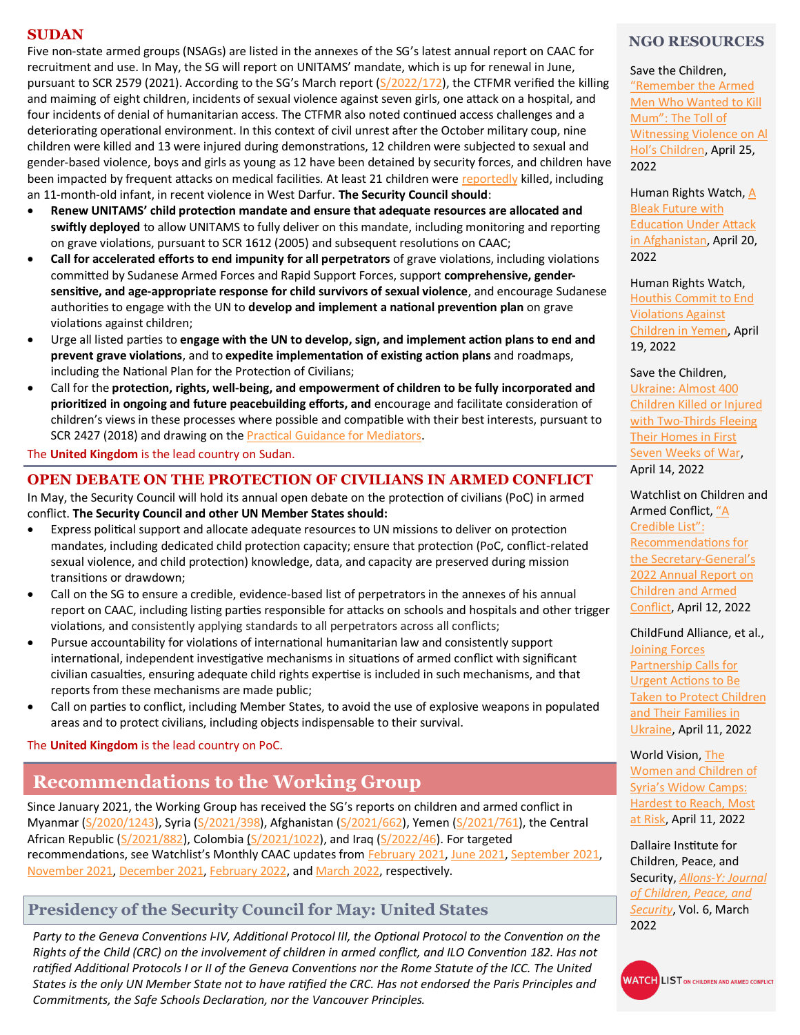## SUDAN

Five non-state armed groups (NSAGs) are listed in the annexes of the SG's latest annual report on CAAC for recruitment and use. In May, the SG will report on UNITAMS' mandate, which is up for renewal in June, pursuant to SCR 2579 (2021). According to the SG's March report (S/2022/172), the CTFMR verified the killing and maiming of eight children, incidents of sexual violence against seven girls, one attack on a hospital, and four incidents of denial of humanitarian access. The CTFMR also noted continued access challenges and a deteriorating operational environment. In this context of civil unrest after the October military coup, nine children were killed and 13 were injured during demonstrations, 12 children were subjected to sexual and gender-based violence, boys and girls as young as 12 have been detained by security forces, and children have been impacted by frequent attacks on medical facilities. At least 21 children were reportedly killed, including an 11-month-old infant, in recent violence in West Darfur. **The Security Council should**:

- **Renew UNITAMS' child protection mandate and ensure that adequate resources are allocated and swiftly deployed** to allow UNITAMS to fully deliver on this mandate, including monitoring and reporting on grave violations, pursuant to SCR 1612 (2005) and subsequent resolutions on CAAC;
- **Call for accelerated efforts to end impunity for all perpetrators** of grave violations, including violations committed by Sudanese Armed Forces and Rapid Support Forces, support **comprehensive, gender-sensitive, and age-appropriate response for child survivors of sexual violence**, and encourage Sudanese authorities to engage with the UN to **develop and implement a national prevention plan** on grave violations against children;
- Urge all listed parties to **engage with the UN to develop, sign, and implement action plans to end and prevent grave violations**, and to **expedite implementation of existing action plans** and roadmaps, including the National Plan for the Protection of Civilians;
- Call for the **protection, rights, well-being, and empowerment of children to be fully incorporated and prioritized in ongoing and future peacebuilding efforts, and** encourage and facilitate consideration of children's views in these processes where possible and compatible with their best interests, pursuant to SCR 2427 (2018) and drawing on the Practical Guidance for Mediators.

The **United Kingdom** is the lead country on Sudan.

## OPEN DEBATE ON THE PROTECTION OF CIVILIANS IN ARMED CONFLICT

In May, the Security Council will hold its annual open debate on the protection of civilians (PoC) in armed conflict. **The Security Council and other UN Member States should:**

- Express political support and allocate adequate resources to UN missions to deliver on protection mandates, including dedicated child protection capacity; ensure that protection (PoC, conflict-related sexual violence, and child protection) knowledge, data, and capacity are preserved during mission transitions or drawdown;
- Call on the SG to ensure a credible, evidence-based list of perpetrators in the annexes of his annual report on CAAC, including listing parties responsible for attacks on schools and hospitals and other trigger violations, and consistently applying standards to all perpetrators across all conflicts;
- Pursue accountability for violations of international humanitarian law and consistently support international, independent investigative mechanisms in situations of armed conflict with significant civilian casualties, ensuring adequate child rights expertise is included in such mechanisms, and that reports from these mechanisms are made public;
- Call on parties to conflict, including Member States, to avoid the use of explosive weapons in populated areas and to protect civilians, including objects indispensable to their survival.

The **United Kingdom** is the lead country on PoC.

# Recommendations to the Working Group

Since January 2021, the Working Group has received the SG's reports on children and armed conflict in Myanmar (S/2020/1243), Syria (S/2021/398), Afghanistan (S/2021/662), Yemen (S/2021/761), the Central African Republic (S/2021/882), Colombia (S/2021/1022), and Iraq (S/2022/46). For targeted recommendations, see Watchlist's Monthly CAAC updates from February 2021, June 2021, September 2021, November 2021, December 2021, February 2022, and March 2022, respectively.

## Presidency of the Security Council for May: United States

*Party to the Geneva Conventions I-IV, Additional Protocol III, the Optional Protocol to the Convention on the Rights of the Child (CRC) on the involvement of children in armed conflict, and ILO Convention 182. Has not ratified Additional Protocols I or II of the Geneva Conventions nor the Rome Statute of the ICC. The United States is the only UN Member State not to have ratified the CRC. Has not endorsed the Paris Principles and Commitments, the Safe Schools Declaration, nor the Vancouver Principles.*

## NGO RESOURCES

Save the Children, "Remember the Armed Men Who Wanted to Kill Mum": The Toll of Witnessing Violence on Al Hol's Children, April 25, 2022

Human Rights Watch, A Bleak Future with Education Under Attack in Afghanistan, April 20, 2022

Human Rights Watch, Houthis Commit to End Violations Against Children in Yemen, April 19, 2022

Save the Children, Ukraine: Almost 400 Children Killed or Injured with Two-Thirds Fleeing Their Homes in First Seven Weeks of War, April 14, 2022

Watchlist on Children and Armed Conflict, "A Credible List": Recommendations for the Secretary-General's 2022 Annual Report on Children and Armed Conflict, April 12, 2022

ChildFund Alliance, et al., Joining Forces Partnership Calls for Urgent Actions to Be Taken to Protect Children and Their Families in Ukraine, April 11, 2022

World Vision, The Women and Children of Syria's Widow Camps: Hardest to Reach, Most at Risk, April 11, 2022

Dallaire Institute for Children, Peace, and Security, *Allons-Y: Journal of Children, Peace, and Security*, Vol. 6, March 2022

WATCHLIST ON CHILDREN AND ARMED CONFLICT